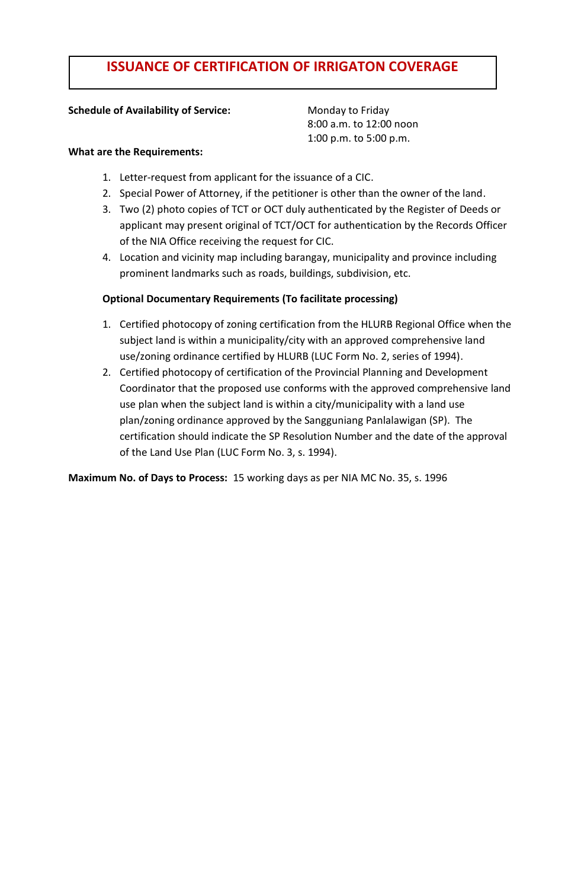# ISSUANCE OF CERTIFICATION OF IRRIGATON COVERAGE

**Schedule of Availability of Service:** Monday to Friday
8:00 a.m. to 12:00 noon
1:00 p.m. to 5:00 p.m.

**What are the Requirements:**

1. Letter-request from applicant for the issuance of a CIC.
2. Special Power of Attorney, if the petitioner is other than the owner of the land.
3. Two (2) photo copies of TCT or OCT duly authenticated by the Register of Deeds or applicant may present original of TCT/OCT for authentication by the Records Officer of the NIA Office receiving the request for CIC.
4. Location and vicinity map including barangay, municipality and province including prominent landmarks such as roads, buildings, subdivision, etc.

**Optional Documentary Requirements (To facilitate processing)**

1. Certified photocopy of zoning certification from the HLURB Regional Office when the subject land is within a municipality/city with an approved comprehensive land use/zoning ordinance certified by HLURB (LUC Form No. 2, series of 1994).
2. Certified photocopy of certification of the Provincial Planning and Development Coordinator that the proposed use conforms with the approved comprehensive land use plan when the subject land is within a city/municipality with a land use plan/zoning ordinance approved by the Sangguniang Panlalawigan (SP). The certification should indicate the SP Resolution Number and the date of the approval of the Land Use Plan (LUC Form No. 3, s. 1994).

**Maximum No. of Days to Process:** 15 working days as per NIA MC No. 35, s. 1996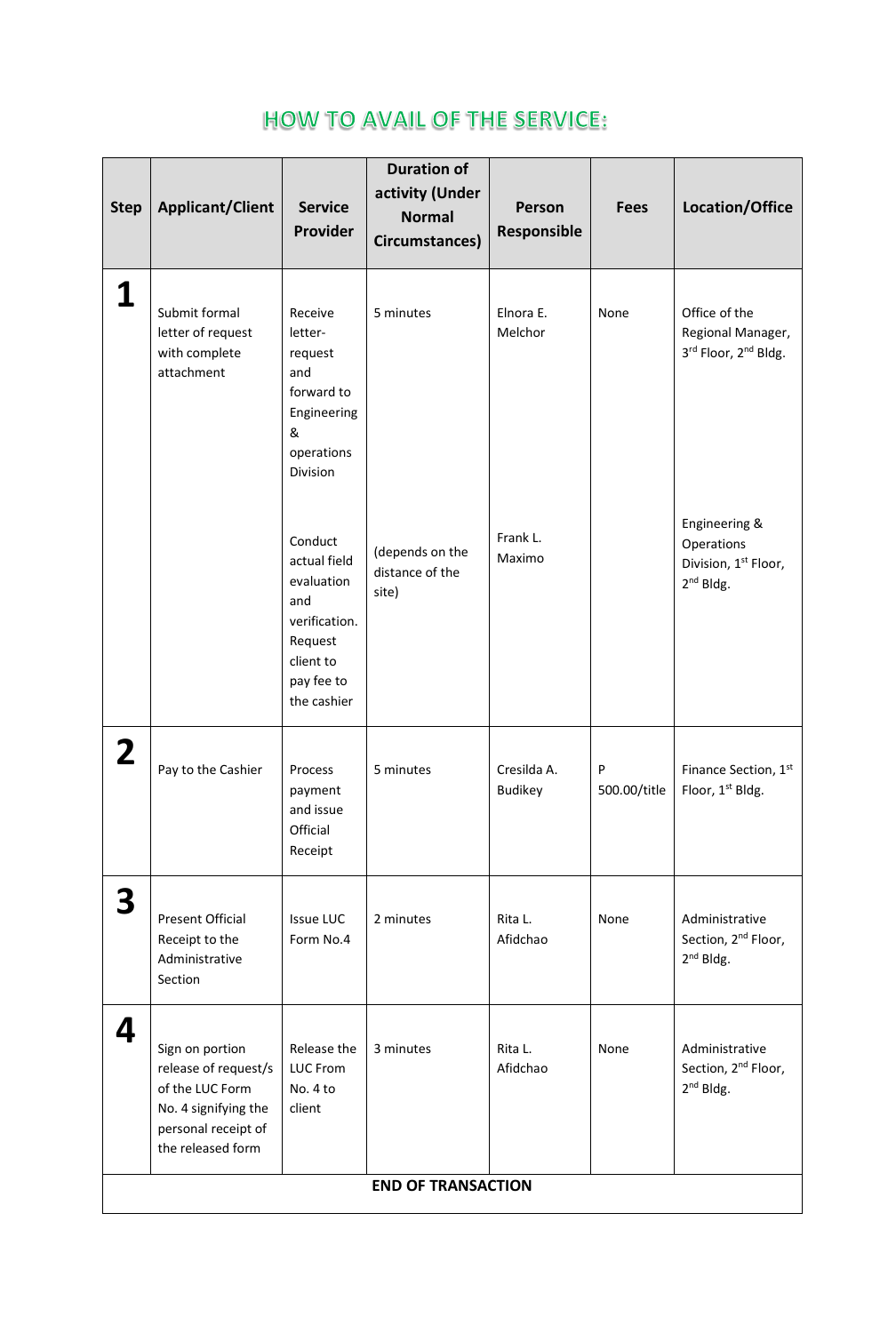## HOW TO AVAIL OF THE SERVICE:

| Step | Applicant/Client | Service Provider | Duration of activity (Under Normal Circumstances) | Person Responsible | Fees | Location/Office |
|---|---|---|---|---|---|---|
| 1 | Submit formal letter of request with complete attachment | Receive letter-request and forward to Engineering & operations Division | 5 minutes | Elnora E. Melchor | None | Office of the Regional Manager, 3rd Floor, 2nd Bldg. |
| | | Conduct actual field evaluation and verification. Request client to pay fee to the cashier | (depends on the distance of the site) | Frank L. Maximo | | Engineering & Operations Division, 1st Floor, 2nd Bldg. |
| 2 | Pay to the Cashier | Process payment and issue Official Receipt | 5 minutes | Cresilda A. Budikey | P 500.00/title | Finance Section, 1st Floor, 1st Bldg. |
| 3 | Present Official Receipt to the Administrative Section | Issue LUC Form No.4 | 2 minutes | Rita L. Afidchao | None | Administrative Section, 2nd Floor, 2nd Bldg. |
| 4 | Sign on portion release of request/s of the LUC Form No. 4 signifying the personal receipt of the released form | Release the LUC From No. 4 to client | 3 minutes | Rita L. Afidchao | None | Administrative Section, 2nd Floor, 2nd Bldg. |
| | | | **END OF TRANSACTION** | | | |